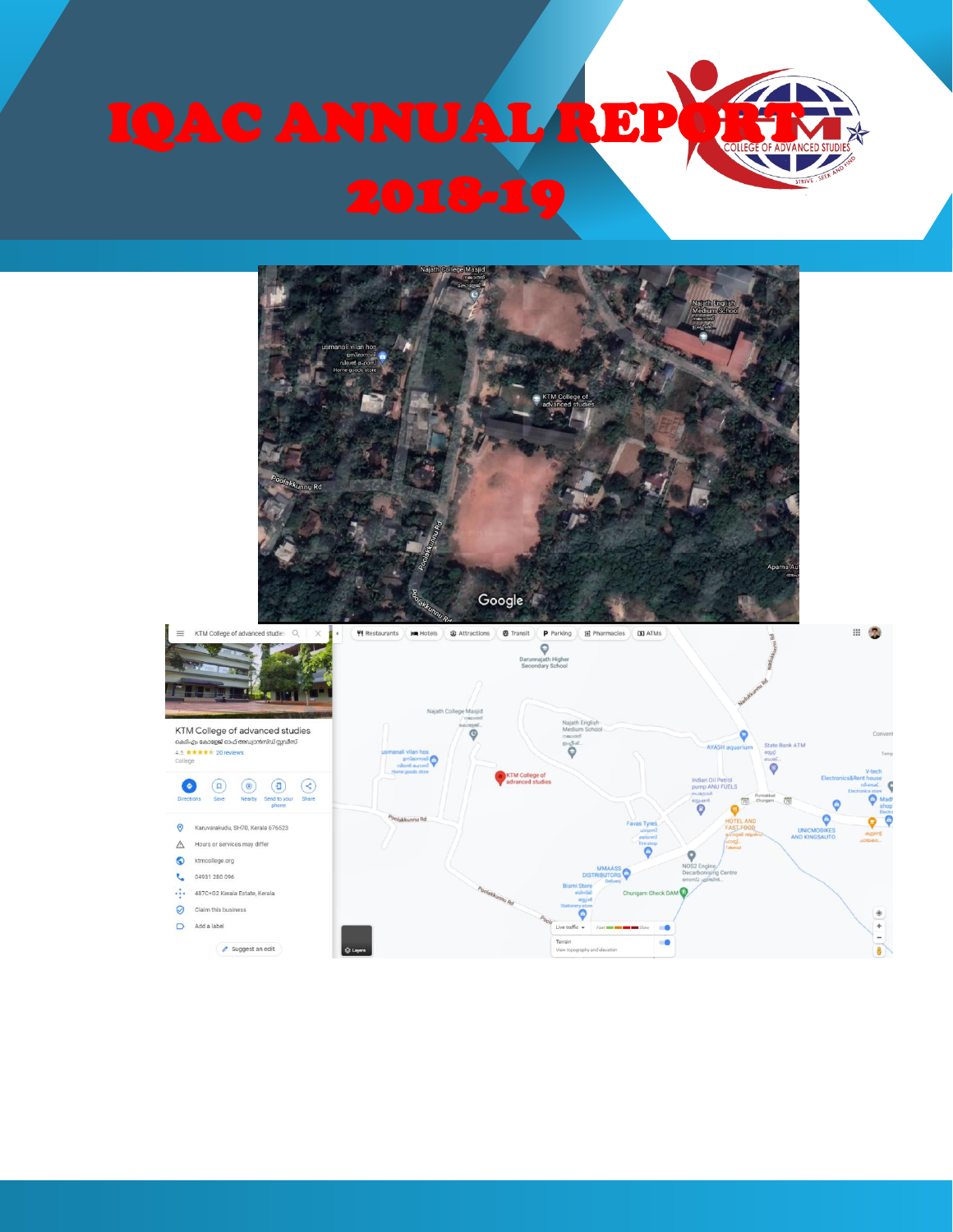# IQAC ANNUAL REPORT 2018-19

KTM COLLEGE OF ADVANCED STUDIES

STRIVE . SEEK AND FIND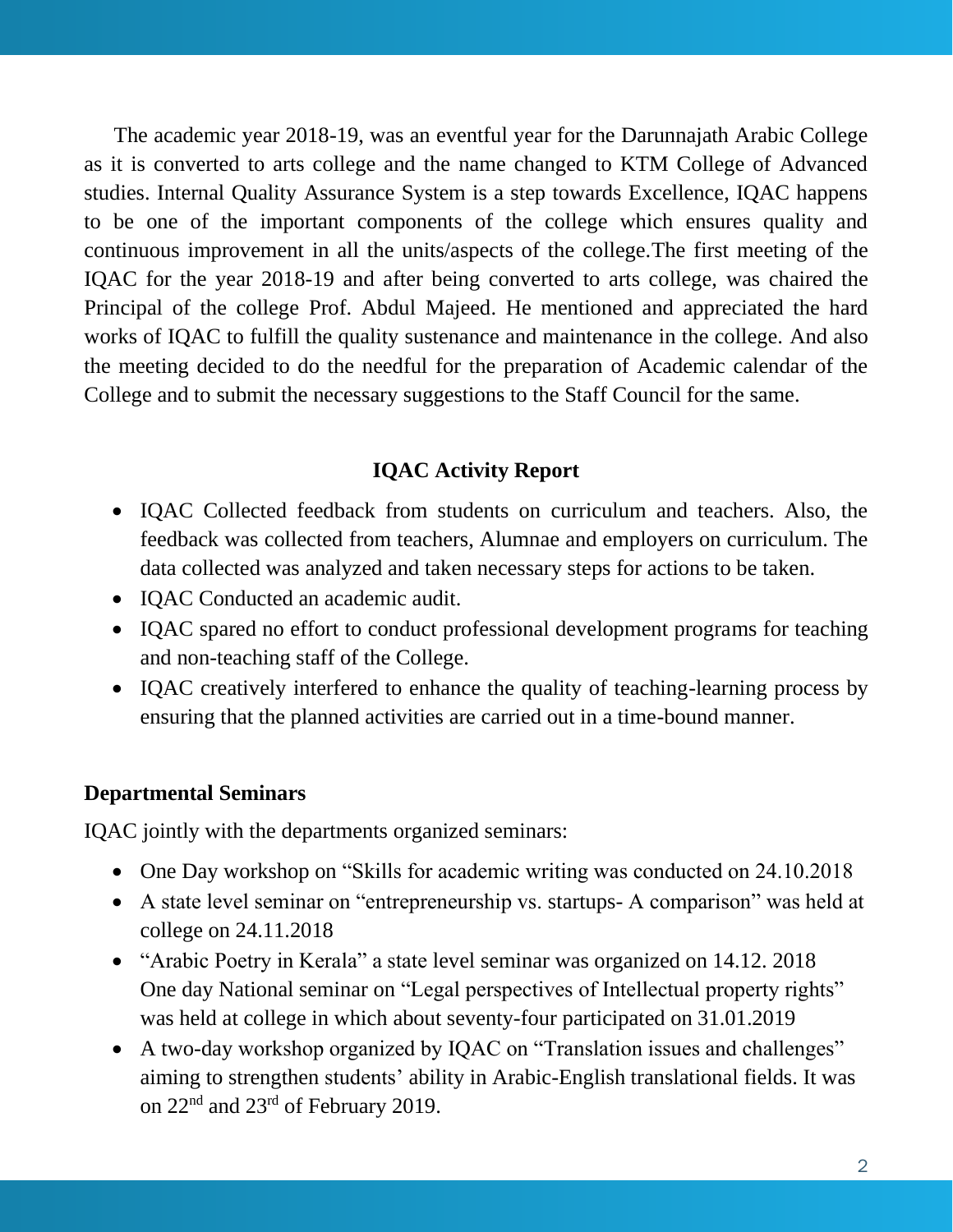The academic year 2018-19, was an eventful year for the Darunnajath Arabic College as it is converted to arts college and the name changed to KTM College of Advanced studies. Internal Quality Assurance System is a step towards Excellence, IQAC happens to be one of the important components of the college which ensures quality and continuous improvement in all the units/aspects of the college.The first meeting of the IQAC for the year 2018-19 and after being converted to arts college, was chaired the Principal of the college Prof. Abdul Majeed. He mentioned and appreciated the hard works of IQAC to fulfill the quality sustenance and maintenance in the college. And also the meeting decided to do the needful for the preparation of Academic calendar of the College and to submit the necessary suggestions to the Staff Council for the same.

## IQAC Activity Report

- IQAC Collected feedback from students on curriculum and teachers. Also, the feedback was collected from teachers, Alumnae and employers on curriculum. The data collected was analyzed and taken necessary steps for actions to be taken.
- IQAC Conducted an academic audit.
- IQAC spared no effort to conduct professional development programs for teaching and non-teaching staff of the College.
- IQAC creatively interfered to enhance the quality of teaching-learning process by ensuring that the planned activities are carried out in a time-bound manner.

**Departmental Seminars**

IQAC jointly with the departments organized seminars:

- One Day workshop on "Skills for academic writing was conducted on 24.10.2018
- A state level seminar on "entrepreneurship vs. startups- A comparison" was held at college on 24.11.2018
- "Arabic Poetry in Kerala" a state level seminar was organized on 14.12. 2018 One day National seminar on "Legal perspectives of Intellectual property rights" was held at college in which about seventy-four participated on 31.01.2019
- A two-day workshop organized by IQAC on "Translation issues and challenges" aiming to strengthen students' ability in Arabic-English translational fields. It was on 22nd and 23rd of February 2019.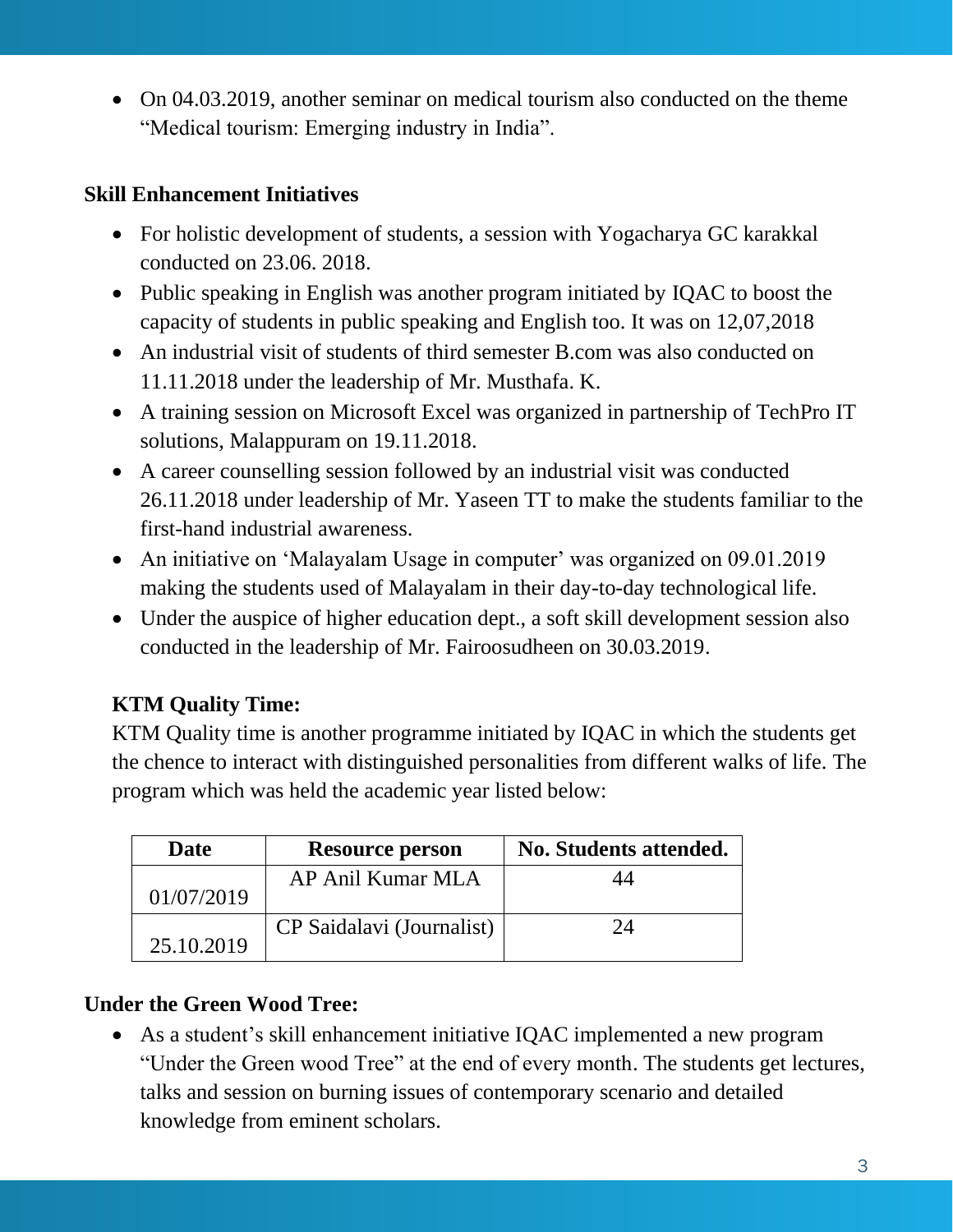- On 04.03.2019, another seminar on medical tourism also conducted on the theme "Medical tourism: Emerging industry in India".

**Skill Enhancement Initiatives**

- For holistic development of students, a session with Yogacharya GC karakkal conducted on 23.06. 2018.
- Public speaking in English was another program initiated by IQAC to boost the capacity of students in public speaking and English too. It was on 12,07,2018
- An industrial visit of students of third semester B.com was also conducted on 11.11.2018 under the leadership of Mr. Musthafa. K.
- A training session on Microsoft Excel was organized in partnership of TechPro IT solutions, Malappuram on 19.11.2018.
- A career counselling session followed by an industrial visit was conducted 26.11.2018 under leadership of Mr. Yaseen TT to make the students familiar to the first-hand industrial awareness.
- An initiative on 'Malayalam Usage in computer' was organized on 09.01.2019 making the students used of Malayalam in their day-to-day technological life.
- Under the auspice of higher education dept., a soft skill development session also conducted in the leadership of Mr. Fairoosudheen on 30.03.2019.

**KTM Quality Time:**

KTM Quality time is another programme initiated by IQAC in which the students get the chence to interact with distinguished personalities from different walks of life. The program which was held the academic year listed below:

| Date | Resource person | No. Students attended. |
|---|---|---|
| 01/07/2019 | AP Anil Kumar MLA | 44 |
| 25.10.2019 | CP Saidalavi (Journalist) | 24 |

**Under the Green Wood Tree:**

- As a student's skill enhancement initiative IQAC implemented a new program "Under the Green wood Tree" at the end of every month. The students get lectures, talks and session on burning issues of contemporary scenario and detailed knowledge from eminent scholars.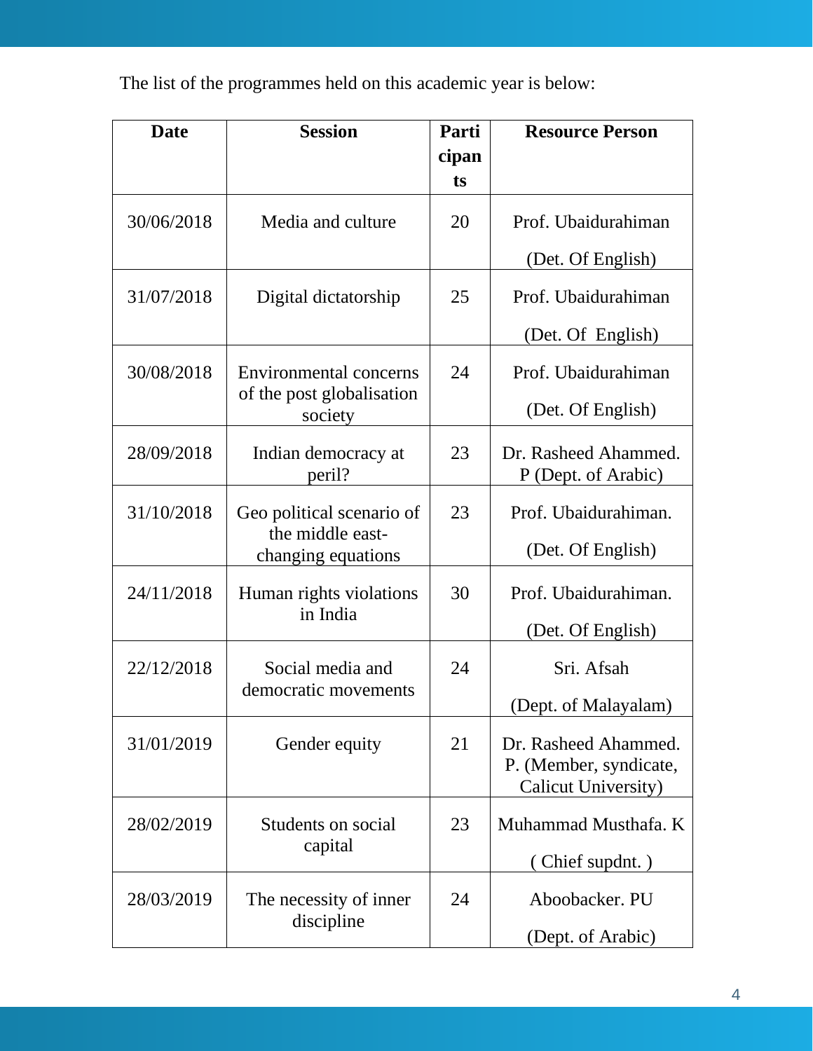The list of the programmes held on this academic year is below:

| Date | Session | Participants | Resource Person |
|---|---|---|---|
| 30/06/2018 | Media and culture | 20 | Prof. Ubaidurahiman (Det. Of English) |
| 31/07/2018 | Digital dictatorship | 25 | Prof. Ubaidurahiman (Det. Of English) |
| 30/08/2018 | Environmental concerns of the post globalisation society | 24 | Prof. Ubaidurahiman (Det. Of English) |
| 28/09/2018 | Indian democracy at peril? | 23 | Dr. Rasheed Ahammed. P (Dept. of Arabic) |
| 31/10/2018 | Geo political scenario of the middle east- changing equations | 23 | Prof. Ubaidurahiman. (Det. Of English) |
| 24/11/2018 | Human rights violations in India | 30 | Prof. Ubaidurahiman. (Det. Of English) |
| 22/12/2018 | Social media and democratic movements | 24 | Sri. Afsah (Dept. of Malayalam) |
| 31/01/2019 | Gender equity | 21 | Dr. Rasheed Ahammed. P. (Member, syndicate, Calicut University) |
| 28/02/2019 | Students on social capital | 23 | Muhammad Musthafa. K ( Chief supdnt. ) |
| 28/03/2019 | The necessity of inner discipline | 24 | Aboobacker. PU (Dept. of Arabic) |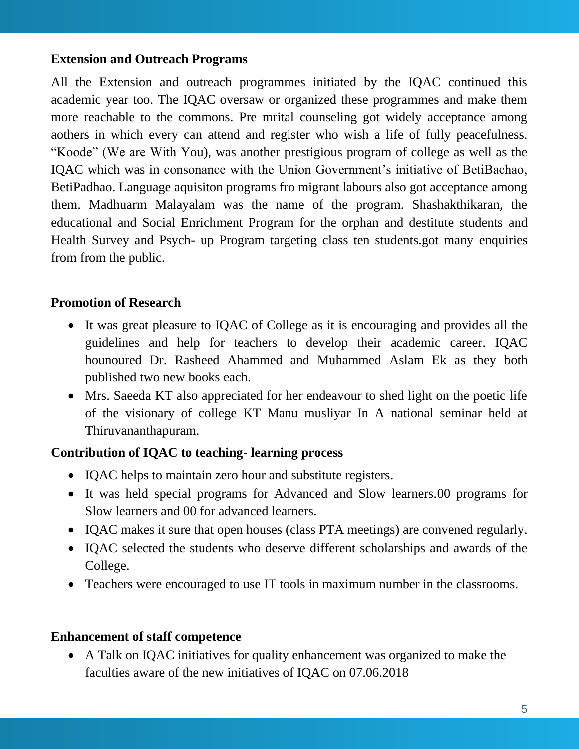**Extension and Outreach Programs**

All the Extension and outreach programmes initiated by the IQAC continued this academic year too. The IQAC oversaw or organized these programmes and make them more reachable to the commons. Pre mrital counseling got widely acceptance among aothers in which every can attend and register who wish a life of fully peacefulness. “Koode” (We are With You), was another prestigious program of college as well as the IQAC which was in consonance with the Union Government’s initiative of BetiBachao, BetiPadhao. Language aquisiton programs fro migrant labours also got acceptance among them. Madhuarm Malayalam was the name of the program. Shashakthikaran, the educational and Social Enrichment Program for the orphan and destitute students and Health Survey and Psych- up Program targeting class ten students.got many enquiries from from the public.

**Promotion of Research**

- It was great pleasure to IQAC of College as it is encouraging and provides all the guidelines and help for teachers to develop their academic career. IQAC hounoured Dr. Rasheed Ahammed and Muhammed Aslam Ek as they both published two new books each.
- Mrs. Saeeda KT also appreciated for her endeavour to shed light on the poetic life of the visionary of college KT Manu musliyar In A national seminar held at Thiruvananthapuram.

**Contribution of IQAC to teaching- learning process**

- IQAC helps to maintain zero hour and substitute registers.
- It was held special programs for Advanced and Slow learners.00 programs for Slow learners and 00 for advanced learners.
- IQAC makes it sure that open houses (class PTA meetings) are convened regularly.
- IQAC selected the students who deserve different scholarships and awards of the College.
- Teachers were encouraged to use IT tools in maximum number in the classrooms.

**Enhancement of staff competence**

- A Talk on IQAC initiatives for quality enhancement was organized to make the faculties aware of the new initiatives of IQAC on 07.06.2018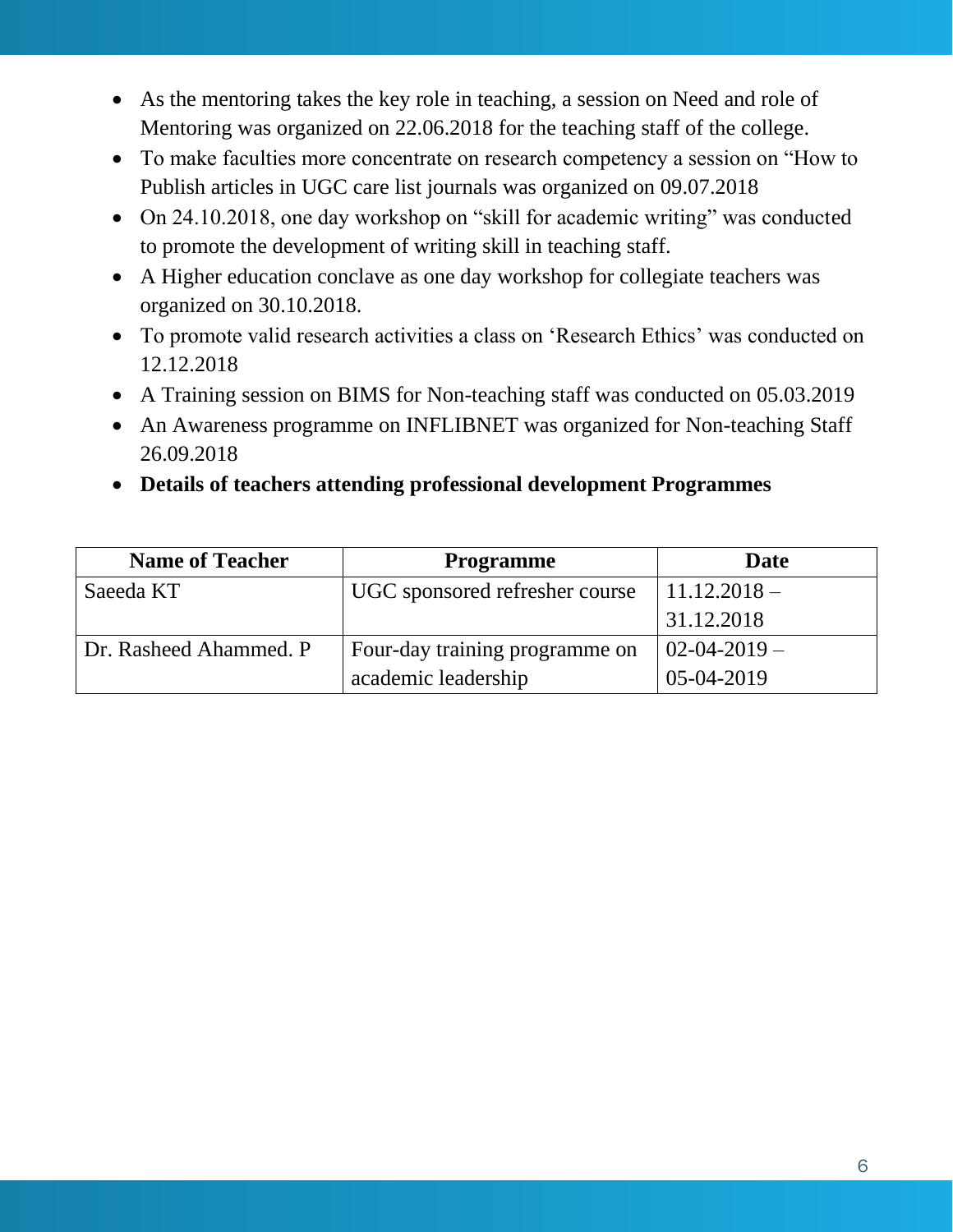- As the mentoring takes the key role in teaching, a session on Need and role of Mentoring was organized on 22.06.2018 for the teaching staff of the college.
- To make faculties more concentrate on research competency a session on "How to Publish articles in UGC care list journals was organized on 09.07.2018
- On 24.10.2018, one day workshop on "skill for academic writing" was conducted to promote the development of writing skill in teaching staff.
- A Higher education conclave as one day workshop for collegiate teachers was organized on 30.10.2018.
- To promote valid research activities a class on 'Research Ethics' was conducted on 12.12.2018
- A Training session on BIMS for Non-teaching staff was conducted on 05.03.2019
- An Awareness programme on INFLIBNET was organized for Non-teaching Staff 26.09.2018
- **Details of teachers attending professional development Programmes**

| Name of Teacher | Programme | Date |
|---|---|---|
| Saeeda KT | UGC sponsored refresher course | 11.12.2018 – 31.12.2018 |
| Dr. Rasheed Ahammed. P | Four-day training programme on academic leadership | 02-04-2019 – 05-04-2019 |